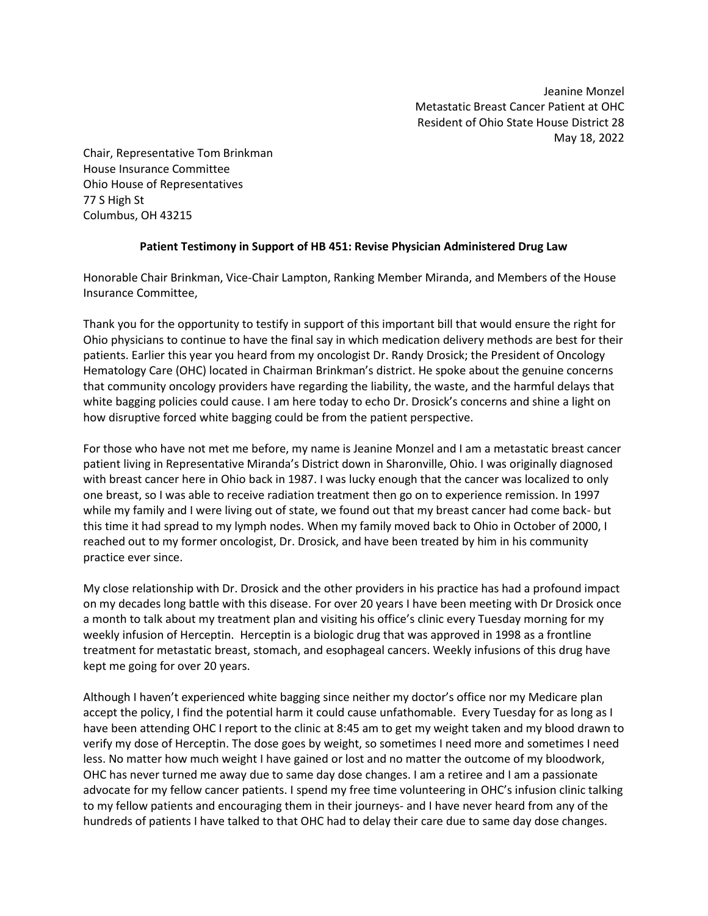Jeanine Monzel
Metastatic Breast Cancer Patient at OHC
Resident of Ohio State House District 28
May 18, 2022

Chair, Representative Tom Brinkman
House Insurance Committee
Ohio House of Representatives
77 S High St
Columbus, OH 43215

**Patient Testimony in Support of HB 451: Revise Physician Administered Drug Law**

Honorable Chair Brinkman, Vice-Chair Lampton, Ranking Member Miranda, and Members of the House Insurance Committee,

Thank you for the opportunity to testify in support of this important bill that would ensure the right for Ohio physicians to continue to have the final say in which medication delivery methods are best for their patients. Earlier this year you heard from my oncologist Dr. Randy Drosick; the President of Oncology Hematology Care (OHC) located in Chairman Brinkman's district. He spoke about the genuine concerns that community oncology providers have regarding the liability, the waste, and the harmful delays that white bagging policies could cause. I am here today to echo Dr. Drosick's concerns and shine a light on how disruptive forced white bagging could be from the patient perspective.

For those who have not met me before, my name is Jeanine Monzel and I am a metastatic breast cancer patient living in Representative Miranda's District down in Sharonville, Ohio. I was originally diagnosed with breast cancer here in Ohio back in 1987. I was lucky enough that the cancer was localized to only one breast, so I was able to receive radiation treatment then go on to experience remission. In 1997 while my family and I were living out of state, we found out that my breast cancer had come back- but this time it had spread to my lymph nodes. When my family moved back to Ohio in October of 2000, I reached out to my former oncologist, Dr. Drosick, and have been treated by him in his community practice ever since.

My close relationship with Dr. Drosick and the other providers in his practice has had a profound impact on my decades long battle with this disease. For over 20 years I have been meeting with Dr Drosick once a month to talk about my treatment plan and visiting his office's clinic every Tuesday morning for my weekly infusion of Herceptin. Herceptin is a biologic drug that was approved in 1998 as a frontline treatment for metastatic breast, stomach, and esophageal cancers. Weekly infusions of this drug have kept me going for over 20 years.

Although I haven't experienced white bagging since neither my doctor's office nor my Medicare plan accept the policy, I find the potential harm it could cause unfathomable. Every Tuesday for as long as I have been attending OHC I report to the clinic at 8:45 am to get my weight taken and my blood drawn to verify my dose of Herceptin. The dose goes by weight, so sometimes I need more and sometimes I need less. No matter how much weight I have gained or lost and no matter the outcome of my bloodwork, OHC has never turned me away due to same day dose changes. I am a retiree and I am a passionate advocate for my fellow cancer patients. I spend my free time volunteering in OHC's infusion clinic talking to my fellow patients and encouraging them in their journeys- and I have never heard from any of the hundreds of patients I have talked to that OHC had to delay their care due to same day dose changes.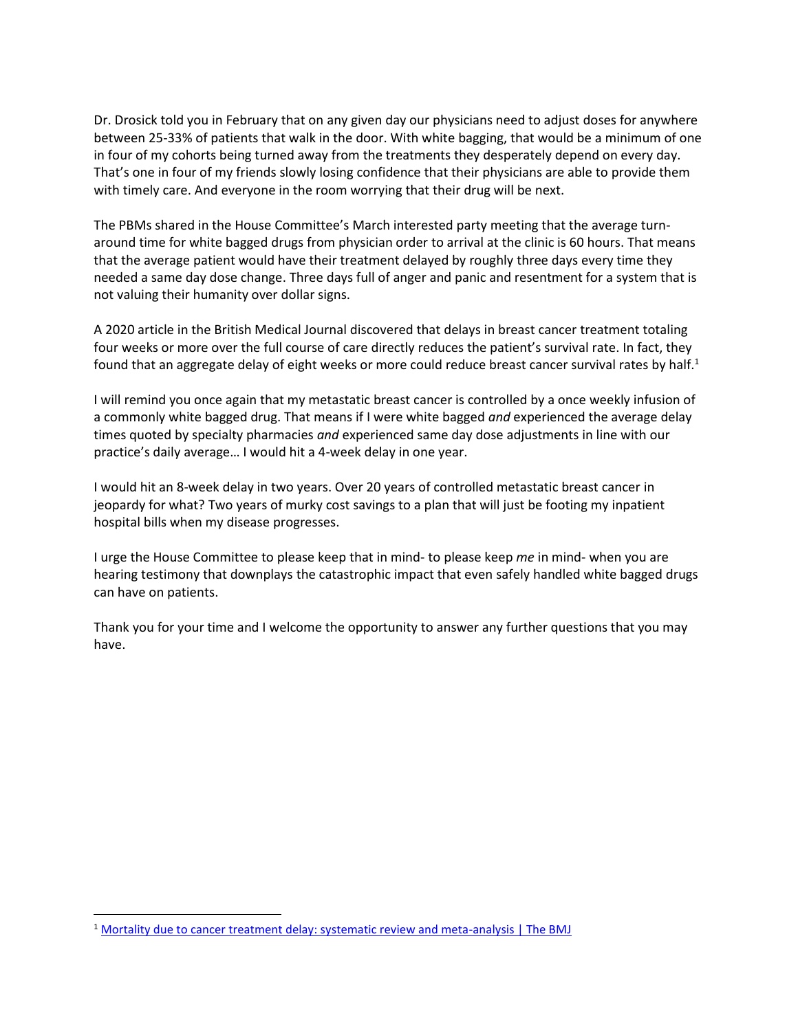Dr. Drosick told you in February that on any given day our physicians need to adjust doses for anywhere between 25-33% of patients that walk in the door. With white bagging, that would be a minimum of one in four of my cohorts being turned away from the treatments they desperately depend on every day. That's one in four of my friends slowly losing confidence that their physicians are able to provide them with timely care. And everyone in the room worrying that their drug will be next.

The PBMs shared in the House Committee's March interested party meeting that the average turn-around time for white bagged drugs from physician order to arrival at the clinic is 60 hours. That means that the average patient would have their treatment delayed by roughly three days every time they needed a same day dose change. Three days full of anger and panic and resentment for a system that is not valuing their humanity over dollar signs.

A 2020 article in the British Medical Journal discovered that delays in breast cancer treatment totaling four weeks or more over the full course of care directly reduces the patient's survival rate. In fact, they found that an aggregate delay of eight weeks or more could reduce breast cancer survival rates by half.[1]

I will remind you once again that my metastatic breast cancer is controlled by a once weekly infusion of a commonly white bagged drug. That means if I were white bagged *and* experienced the average delay times quoted by specialty pharmacies *and* experienced same day dose adjustments in line with our practice's daily average… I would hit a 4-week delay in one year.

I would hit an 8-week delay in two years. Over 20 years of controlled metastatic breast cancer in jeopardy for what? Two years of murky cost savings to a plan that will just be footing my inpatient hospital bills when my disease progresses.

I urge the House Committee to please keep that in mind- to please keep *me* in mind- when you are hearing testimony that downplays the catastrophic impact that even safely handled white bagged drugs can have on patients.

Thank you for your time and I welcome the opportunity to answer any further questions that you may have.

---

[1] Mortality due to cancer treatment delay: systematic review and meta-analysis | The BMJ